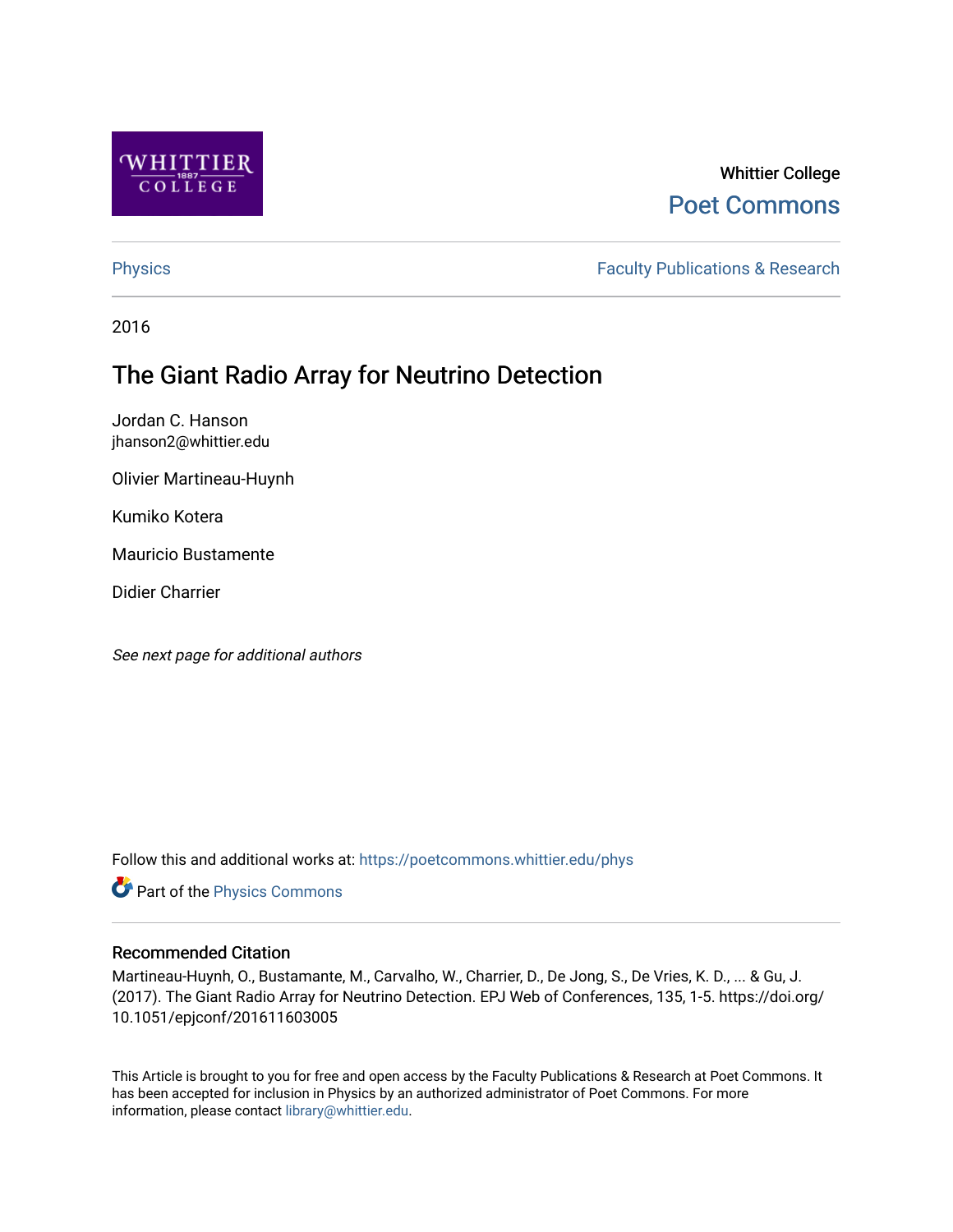Whittier College

Poet Commons

Physics

Faculty Publications & Research

2016

# The Giant Radio Array for Neutrino Detection

Jordan C. Hanson
jhanson2@whittier.edu

Olivier Martineau-Huynh

Kumiko Kotera

Mauricio Bustamante

Didier Charrier

*See next page for additional authors*

Follow this and additional works at: https://poetcommons.whittier.edu/phys

Part of the Physics Commons

## Recommended Citation

Martineau-Huynh, O., Bustamante, M., Carvalho, W., Charrier, D., De Jong, S., De Vries, K. D., ... & Gu, J. (2017). The Giant Radio Array for Neutrino Detection. EPJ Web of Conferences, 135, 1-5. https://doi.org/10.1051/epjconf/201611603005

This Article is brought to you for free and open access by the Faculty Publications & Research at Poet Commons. It has been accepted for inclusion in Physics by an authorized administrator of Poet Commons. For more information, please contact library@whittier.edu.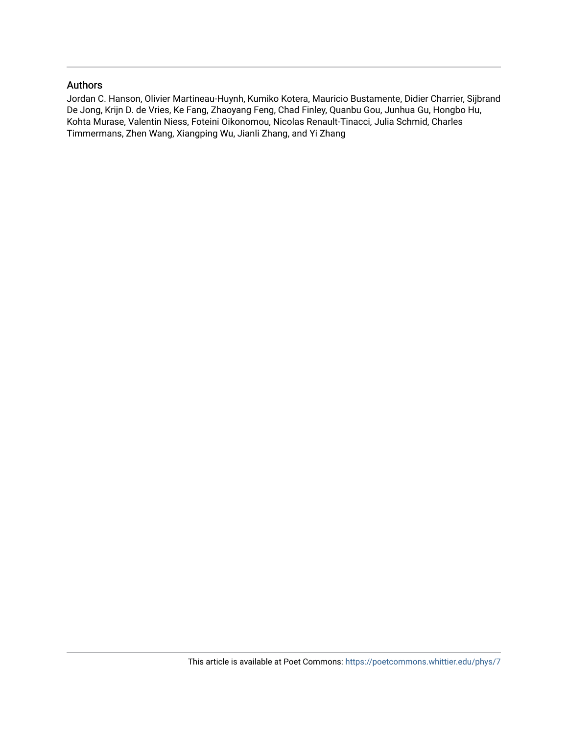## Authors

Jordan C. Hanson, Olivier Martineau-Huynh, Kumiko Kotera, Mauricio Bustamente, Didier Charrier, Sijbrand De Jong, Krijn D. de Vries, Ke Fang, Zhaoyang Feng, Chad Finley, Quanbu Gou, Junhua Gu, Hongbo Hu, Kohta Murase, Valentin Niess, Foteini Oikonomou, Nicolas Renault-Tinacci, Julia Schmid, Charles Timmermans, Zhen Wang, Xiangping Wu, Jianli Zhang, and Yi Zhang

This article is available at Poet Commons: https://poetcommons.whittier.edu/phys/7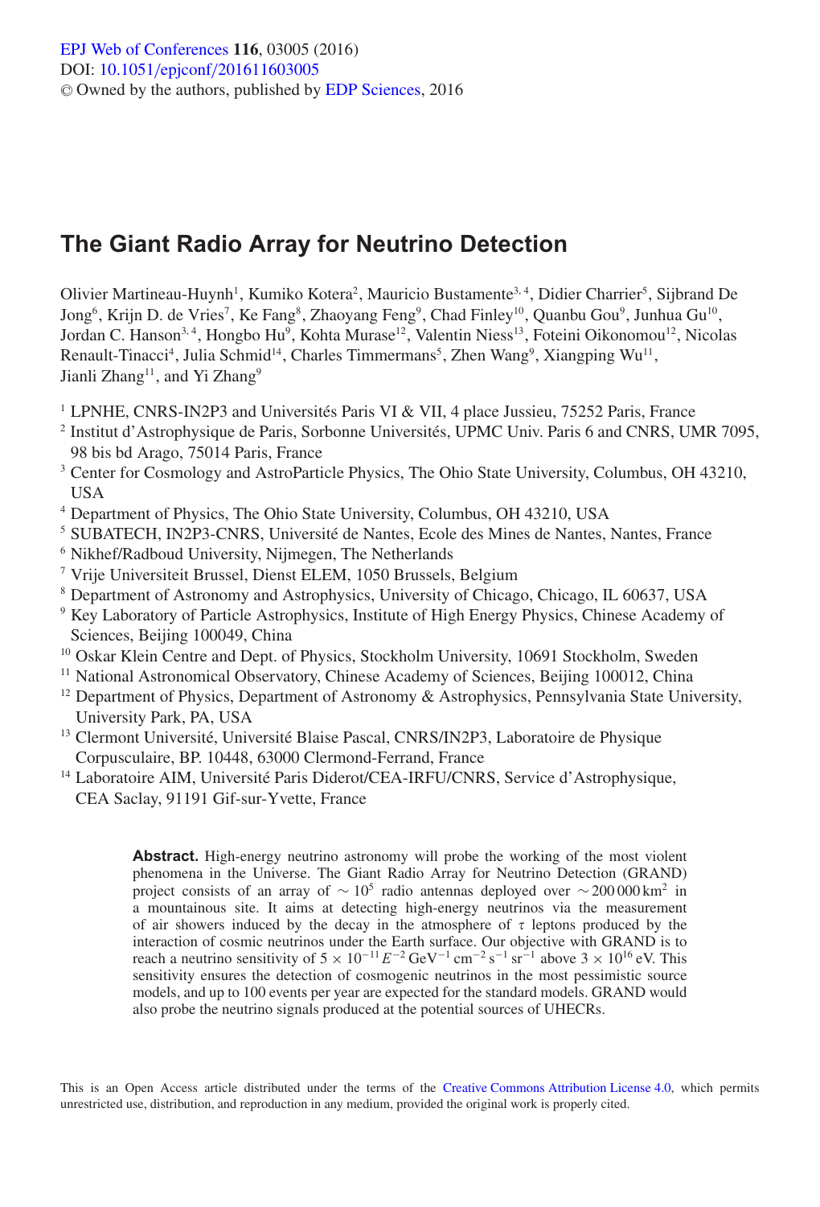# The Giant Radio Array for Neutrino Detection

Olivier Martineau-Huynh[1], Kumiko Kotera[2], Mauricio Bustamente[3,4], Didier Charrier[5], Sijbrand De Jong[6], Krijn D. de Vries[7], Ke Fang[8], Zhaoyang Feng[9], Chad Finley[10], Quanbu Gou[9], Junhua Gu[10], Jordan C. Hanson[3,4], Hongbo Hu[9], Kohta Murase[12], Valentin Niess[13], Foteini Oikonomou[12], Nicolas Renault-Tinacci[4], Julia Schmid[14], Charles Timmermans[5], Zhen Wang[9], Xiangping Wu[11], Jianli Zhang[11], and Yi Zhang[9]

[1] LPNHE, CNRS-IN2P3 and Universités Paris VI & VII, 4 place Jussieu, 75252 Paris, France
[2] Institut d'Astrophysique de Paris, Sorbonne Universités, UPMC Univ. Paris 6 and CNRS, UMR 7095, 98 bis bd Arago, 75014 Paris, France
[3] Center for Cosmology and AstroParticle Physics, The Ohio State University, Columbus, OH 43210, USA
[4] Department of Physics, The Ohio State University, Columbus, OH 43210, USA
[5] SUBATECH, IN2P3-CNRS, Université de Nantes, Ecole des Mines de Nantes, Nantes, France
[6] Nikhef/Radboud University, Nijmegen, The Netherlands
[7] Vrije Universiteit Brussel, Dienst ELEM, 1050 Brussels, Belgium
[8] Department of Astronomy and Astrophysics, University of Chicago, Chicago, IL 60637, USA
[9] Key Laboratory of Particle Astrophysics, Institute of High Energy Physics, Chinese Academy of Sciences, Beijing 100049, China
[10] Oskar Klein Centre and Dept. of Physics, Stockholm University, 10691 Stockholm, Sweden
[11] National Astronomical Observatory, Chinese Academy of Sciences, Beijing 100012, China
[12] Department of Physics, Department of Astronomy & Astrophysics, Pennsylvania State University, University Park, PA, USA
[13] Clermont Université, Université Blaise Pascal, CNRS/IN2P3, Laboratoire de Physique Corpusculaire, BP. 10448, 63000 Clermond-Ferrand, France
[14] Laboratoire AIM, Université Paris Diderot/CEA-IRFU/CNRS, Service d'Astrophysique, CEA Saclay, 91191 Gif-sur-Yvette, France

**Abstract.** High-energy neutrino astronomy will probe the working of the most violent phenomena in the Universe. The Giant Radio Array for Neutrino Detection (GRAND) project consists of an array of $\sim 10^5$ radio antennas deployed over $\sim 200\,000\,\text{km}^2$ in a mountainous site. It aims at detecting high-energy neutrinos via the measurement of air showers induced by the decay in the atmosphere of $\tau$ leptons produced by the interaction of cosmic neutrinos under the Earth surface. Our objective with GRAND is to reach a neutrino sensitivity of $5 \times 10^{-11} E^{-2}\,\text{GeV}^{-1}\,\text{cm}^{-2}\,\text{s}^{-1}\,\text{sr}^{-1}$ above $3 \times 10^{16}$ eV. This sensitivity ensures the detection of cosmogenic neutrinos in the most pessimistic source models, and up to 100 events per year are expected for the standard models. GRAND would also probe the neutrino signals produced at the potential sources of UHECRs.

This is an Open Access article distributed under the terms of the Creative Commons Attribution License 4.0, which permits unrestricted use, distribution, and reproduction in any medium, provided the original work is properly cited.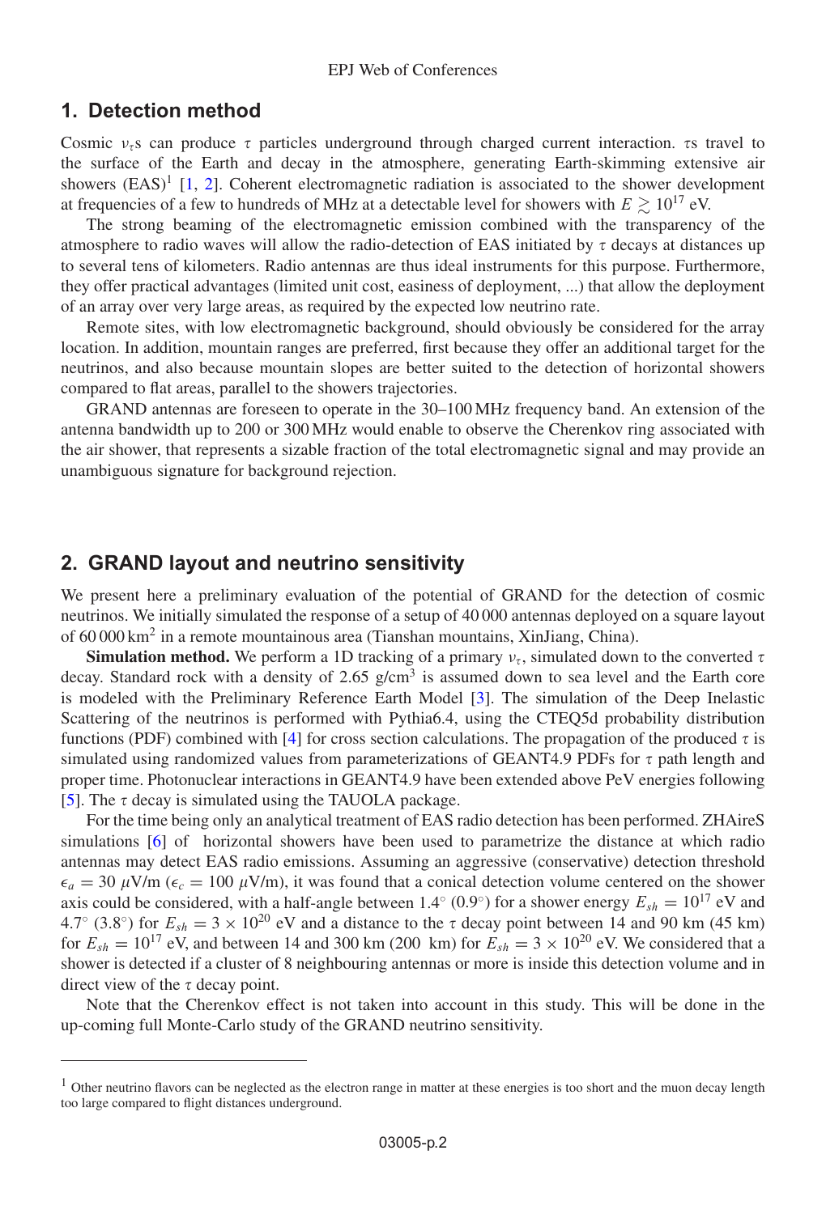## 1. Detection method

Cosmic $\nu_\tau$s can produce $\tau$ particles underground through charged current interaction. $\tau$s travel to the surface of the Earth and decay in the atmosphere, generating Earth-skimming extensive air showers (EAS)[1] [1, 2]. Coherent electromagnetic radiation is associated to the shower development at frequencies of a few to hundreds of MHz at a detectable level for showers with $E \gtrsim 10^{17}$ eV.

The strong beaming of the electromagnetic emission combined with the transparency of the atmosphere to radio waves will allow the radio-detection of EAS initiated by $\tau$ decays at distances up to several tens of kilometers. Radio antennas are thus ideal instruments for this purpose. Furthermore, they offer practical advantages (limited unit cost, easiness of deployment, ...) that allow the deployment of an array over very large areas, as required by the expected low neutrino rate.

Remote sites, with low electromagnetic background, should obviously be considered for the array location. In addition, mountain ranges are preferred, first because they offer an additional target for the neutrinos, and also because mountain slopes are better suited to the detection of horizontal showers compared to flat areas, parallel to the showers trajectories.

GRAND antennas are foreseen to operate in the 30–100 MHz frequency band. An extension of the antenna bandwidth up to 200 or 300 MHz would enable to observe the Cherenkov ring associated with the air shower, that represents a sizable fraction of the total electromagnetic signal and may provide an unambiguous signature for background rejection.

## 2. GRAND layout and neutrino sensitivity

We present here a preliminary evaluation of the potential of GRAND for the detection of cosmic neutrinos. We initially simulated the response of a setup of 40 000 antennas deployed on a square layout of 60 000 km$^2$ in a remote mountainous area (Tianshan mountains, XinJiang, China).

**Simulation method.** We perform a 1D tracking of a primary $\nu_\tau$, simulated down to the converted $\tau$ decay. Standard rock with a density of 2.65 g/cm$^3$ is assumed down to sea level and the Earth core is modeled with the Preliminary Reference Earth Model [3]. The simulation of the Deep Inelastic Scattering of the neutrinos is performed with Pythia6.4, using the CTEQ5d probability distribution functions (PDF) combined with [4] for cross section calculations. The propagation of the produced $\tau$ is simulated using randomized values from parameterizations of GEANT4.9 PDFs for $\tau$ path length and proper time. Photonuclear interactions in GEANT4.9 have been extended above PeV energies following [5]. The $\tau$ decay is simulated using the TAUOLA package.

For the time being only an analytical treatment of EAS radio detection has been performed. ZHAireS simulations [6] of horizontal showers have been used to parametrize the distance at which radio antennas may detect EAS radio emissions. Assuming an aggressive (conservative) detection threshold $\epsilon_a = 30$ $\mu$V/m ($\epsilon_c = 100$ $\mu$V/m), it was found that a conical detection volume centered on the shower axis could be considered, with a half-angle between 1.4° (0.9°) for a shower energy $E_{sh} = 10^{17}$ eV and 4.7° (3.8°) for $E_{sh} = 3 \times 10^{20}$ eV and a distance to the $\tau$ decay point between 14 and 90 km (45 km) for $E_{sh} = 10^{17}$ eV, and between 14 and 300 km (200 km) for $E_{sh} = 3 \times 10^{20}$ eV. We considered that a shower is detected if a cluster of 8 neighbouring antennas or more is inside this detection volume and in direct view of the $\tau$ decay point.

Note that the Cherenkov effect is not taken into account in this study. This will be done in the up-coming full Monte-Carlo study of the GRAND neutrino sensitivity.

[1] Other neutrino flavors can be neglected as the electron range in matter at these energies is too short and the muon decay length too large compared to flight distances underground.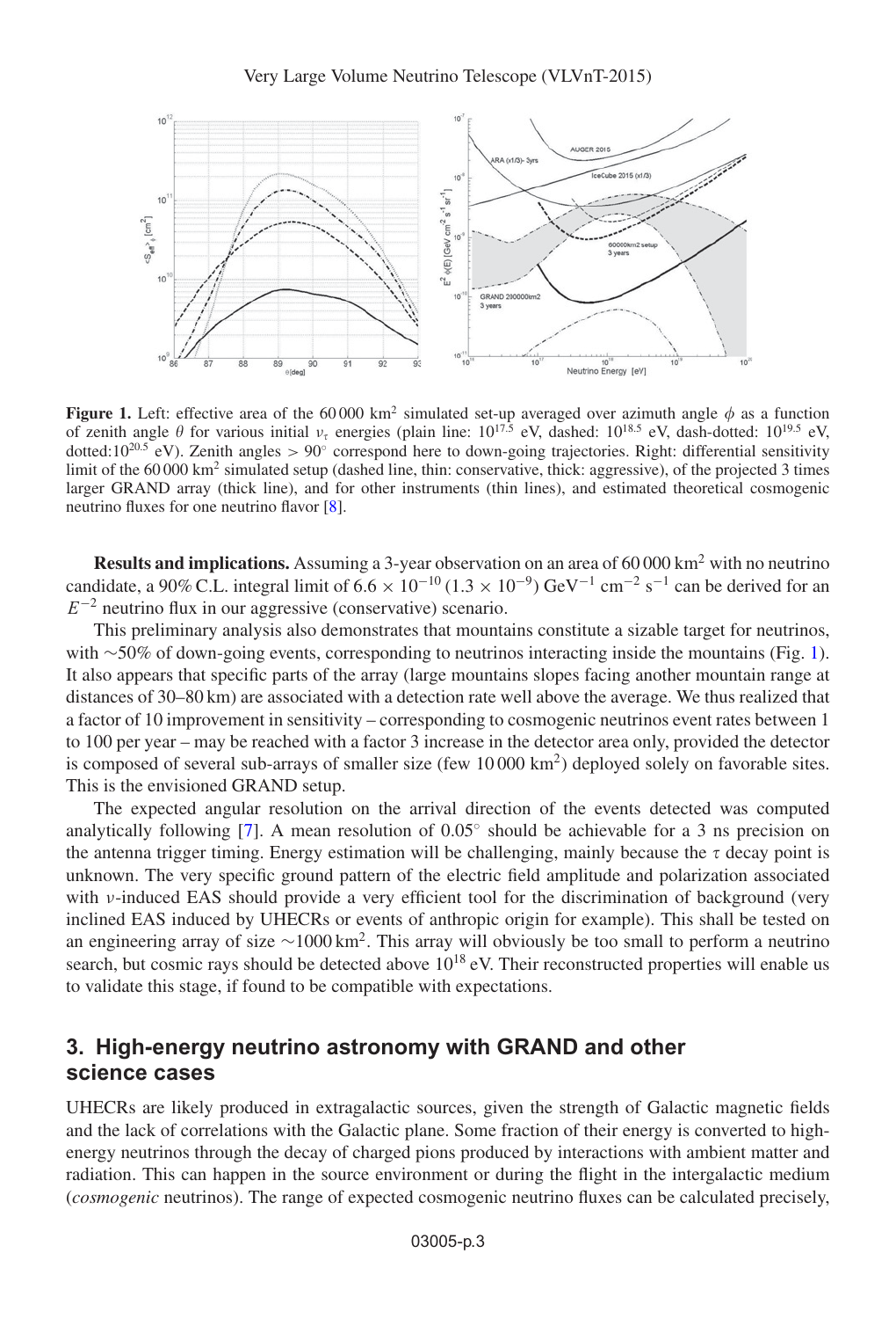**Figure 1.** Left: effective area of the 60 000 km$^2$ simulated set-up averaged over azimuth angle $\phi$ as a function of zenith angle $\theta$ for various initial $\nu_\tau$ energies (plain line: $10^{17.5}$ eV, dashed: $10^{18.5}$ eV, dash-dotted: $10^{19.5}$ eV, dotted:$10^{20.5}$ eV). Zenith angles $> 90^\circ$ correspond here to down-going trajectories. Right: differential sensitivity limit of the 60 000 km$^2$ simulated setup (dashed line, thin: conservative, thick: aggressive), of the projected 3 times larger GRAND array (thick line), and for other instruments (thin lines), and estimated theoretical cosmogenic neutrino fluxes for one neutrino flavor [8].

**Results and implications.** Assuming a 3-year observation on an area of 60 000 km$^2$ with no neutrino candidate, a 90% C.L. integral limit of $6.6 \times 10^{-10}$ ($1.3 \times 10^{-9}$) GeV$^{-1}$ cm$^{-2}$ s$^{-1}$ can be derived for an $E^{-2}$ neutrino flux in our aggressive (conservative) scenario.

This preliminary analysis also demonstrates that mountains constitute a sizable target for neutrinos, with ~50% of down-going events, corresponding to neutrinos interacting inside the mountains (Fig. 1). It also appears that specific parts of the array (large mountains slopes facing another mountain range at distances of 30–80 km) are associated with a detection rate well above the average. We thus realized that a factor of 10 improvement in sensitivity – corresponding to cosmogenic neutrinos event rates between 1 to 100 per year – may be reached with a factor 3 increase in the detector area only, provided the detector is composed of several sub-arrays of smaller size (few 10 000 km$^2$) deployed solely on favorable sites. This is the envisioned GRAND setup.

The expected angular resolution on the arrival direction of the events detected was computed analytically following [7]. A mean resolution of $0.05^\circ$ should be achievable for a 3 ns precision on the antenna trigger timing. Energy estimation will be challenging, mainly because the $\tau$ decay point is unknown. The very specific ground pattern of the electric field amplitude and polarization associated with $\nu$-induced EAS should provide a very efficient tool for the discrimination of background (very inclined EAS induced by UHECRs or events of anthropic origin for example). This shall be tested on an engineering array of size ~1000 km$^2$. This array will obviously be too small to perform a neutrino search, but cosmic rays should be detected above $10^{18}$ eV. Their reconstructed properties will enable us to validate this stage, if found to be compatible with expectations.

## 3. High-energy neutrino astronomy with GRAND and other science cases

UHECRs are likely produced in extragalactic sources, given the strength of Galactic magnetic fields and the lack of correlations with the Galactic plane. Some fraction of their energy is converted to high-energy neutrinos through the decay of charged pions produced by interactions with ambient matter and radiation. This can happen in the source environment or during the flight in the intergalactic medium (*cosmogenic* neutrinos). The range of expected cosmogenic neutrino fluxes can be calculated precisely,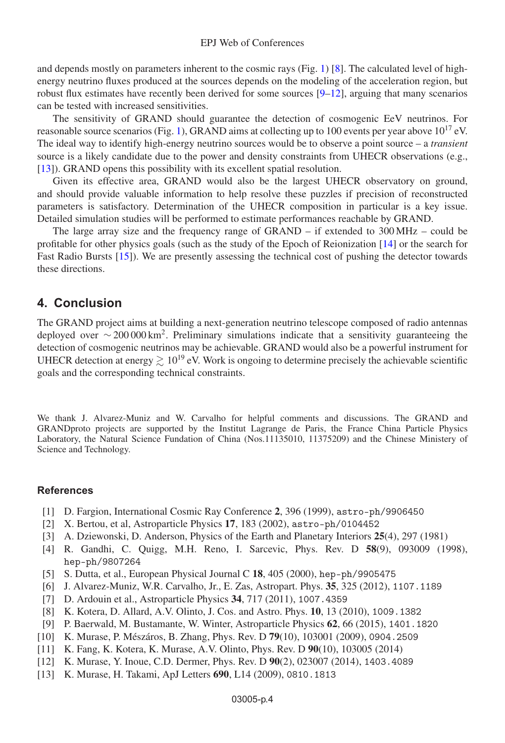and depends mostly on parameters inherent to the cosmic rays (Fig. 1) [8]. The calculated level of high-energy neutrino fluxes produced at the sources depends on the modeling of the acceleration region, but robust flux estimates have recently been derived for some sources [9–12], arguing that many scenarios can be tested with increased sensitivities.

The sensitivity of GRAND should guarantee the detection of cosmogenic EeV neutrinos. For reasonable source scenarios (Fig. 1), GRAND aims at collecting up to 100 events per year above $10^{17}$ eV. The ideal way to identify high-energy neutrino sources would be to observe a point source – a *transient* source is a likely candidate due to the power and density constraints from UHECR observations (e.g., [13]). GRAND opens this possibility with its excellent spatial resolution.

Given its effective area, GRAND would also be the largest UHECR observatory on ground, and should provide valuable information to help resolve these puzzles if precision of reconstructed parameters is satisfactory. Determination of the UHECR composition in particular is a key issue. Detailed simulation studies will be performed to estimate performances reachable by GRAND.

The large array size and the frequency range of GRAND – if extended to 300 MHz – could be profitable for other physics goals (such as the study of the Epoch of Reionization [14] or the search for Fast Radio Bursts [15]). We are presently assessing the technical cost of pushing the detector towards these directions.

## 4. Conclusion

The GRAND project aims at building a next-generation neutrino telescope composed of radio antennas deployed over $\sim 200\,000\,\mathrm{km}^2$. Preliminary simulations indicate that a sensitivity guaranteeing the detection of cosmogenic neutrinos may be achievable. GRAND would also be a powerful instrument for UHECR detection at energy $\gtrsim 10^{19}$ eV. Work is ongoing to determine precisely the achievable scientific goals and the corresponding technical constraints.

We thank J. Alvarez-Muniz and W. Carvalho for helpful comments and discussions. The GRAND and GRANDproto projects are supported by the Institut Lagrange de Paris, the France China Particle Physics Laboratory, the Natural Science Fundation of China (Nos.11135010, 11375209) and the Chinese Ministery of Science and Technology.

## References

[1] D. Fargion, International Cosmic Ray Conference **2**, 396 (1999), astro-ph/9906450

[2] X. Bertou, et al, Astroparticle Physics **17**, 183 (2002), astro-ph/0104452

[3] A. Dziewonski, D. Anderson, Physics of the Earth and Planetary Interiors **25**(4), 297 (1981)

[4] R. Gandhi, C. Quigg, M.H. Reno, I. Sarcevic, Phys. Rev. D **58**(9), 093009 (1998), hep-ph/9807264

[5] S. Dutta, et al., European Physical Journal C **18**, 405 (2000), hep-ph/9905475

[6] J. Alvarez-Muniz, W.R. Carvalho, Jr., E. Zas, Astropart. Phys. **35**, 325 (2012), 1107.1189

[7] D. Ardouin et al., Astroparticle Physics **34**, 717 (2011), 1007.4359

[8] K. Kotera, D. Allard, A.V. Olinto, J. Cos. and Astro. Phys. **10**, 13 (2010), 1009.1382

[9] P. Baerwald, M. Bustamante, W. Winter, Astroparticle Physics **62**, 66 (2015), 1401.1820

[10] K. Murase, P. Mészáros, B. Zhang, Phys. Rev. D **79**(10), 103001 (2009), 0904.2509

[11] K. Fang, K. Kotera, K. Murase, A.V. Olinto, Phys. Rev. D **90**(10), 103005 (2014)

[12] K. Murase, Y. Inoue, C.D. Dermer, Phys. Rev. D **90**(2), 023007 (2014), 1403.4089

[13] K. Murase, H. Takami, ApJ Letters **690**, L14 (2009), 0810.1813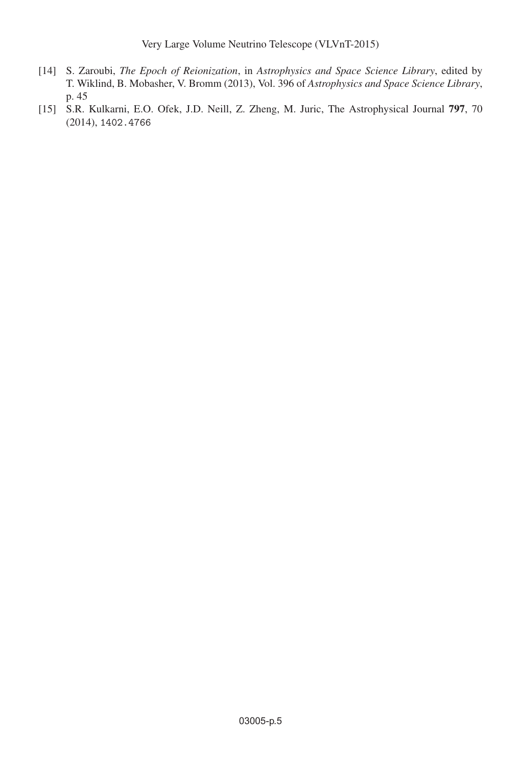[14] S. Zaroubi, *The Epoch of Reionization*, in *Astrophysics and Space Science Library*, edited by T. Wiklind, B. Mobasher, V. Bromm (2013), Vol. 396 of *Astrophysics and Space Science Library*, p. 45

[15] S.R. Kulkarni, E.O. Ofek, J.D. Neill, Z. Zheng, M. Juric, The Astrophysical Journal **797**, 70 (2014), 1402.4766